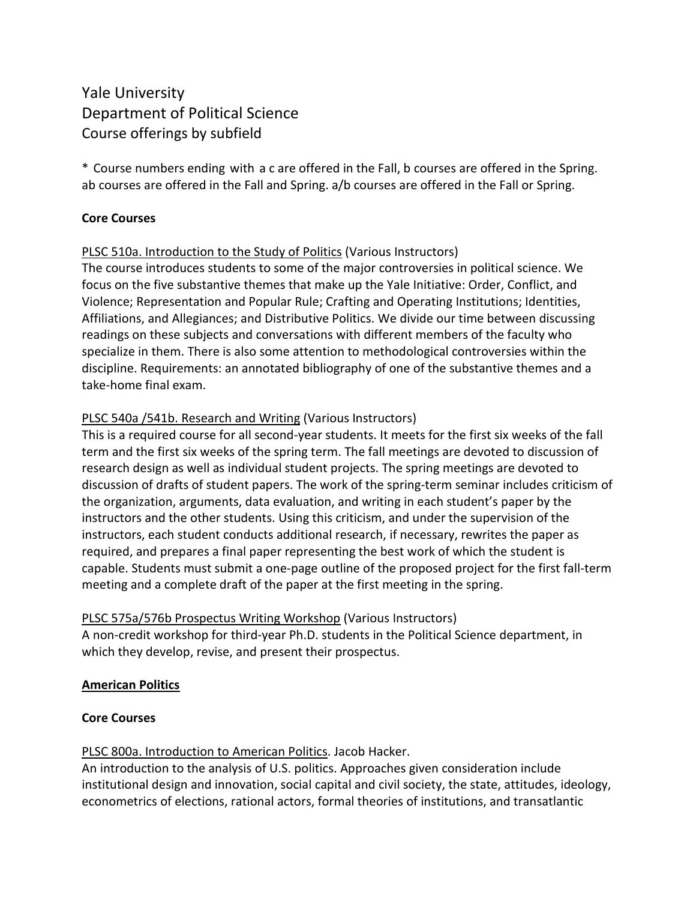# Yale University
# Department of Political Science
# Course offerings by subfield

* Course numbers ending with a c are offered in the Fall, b courses are offered in the Spring. ab courses are offered in the Fall and Spring. a/b courses are offered in the Fall or Spring.

**Core Courses**

PLSC 510a. Introduction to the Study of Politics (Various Instructors)
The course introduces students to some of the major controversies in political science. We focus on the five substantive themes that make up the Yale Initiative: Order, Conflict, and Violence; Representation and Popular Rule; Crafting and Operating Institutions; Identities, Affiliations, and Allegiances; and Distributive Politics. We divide our time between discussing readings on these subjects and conversations with different members of the faculty who specialize in them. There is also some attention to methodological controversies within the discipline. Requirements: an annotated bibliography of one of the substantive themes and a take-home final exam.

PLSC 540a /541b. Research and Writing (Various Instructors)
This is a required course for all second-year students. It meets for the first six weeks of the fall term and the first six weeks of the spring term. The fall meetings are devoted to discussion of research design as well as individual student projects. The spring meetings are devoted to discussion of drafts of student papers. The work of the spring-term seminar includes criticism of the organization, arguments, data evaluation, and writing in each student's paper by the instructors and the other students. Using this criticism, and under the supervision of the instructors, each student conducts additional research, if necessary, rewrites the paper as required, and prepares a final paper representing the best work of which the student is capable. Students must submit a one-page outline of the proposed project for the first fall-term meeting and a complete draft of the paper at the first meeting in the spring.

PLSC 575a/576b Prospectus Writing Workshop (Various Instructors)
A non-credit workshop for third-year Ph.D. students in the Political Science department, in which they develop, revise, and present their prospectus.

## American Politics

**Core Courses**

PLSC 800a. Introduction to American Politics. Jacob Hacker.
An introduction to the analysis of U.S. politics. Approaches given consideration include institutional design and innovation, social capital and civil society, the state, attitudes, ideology, econometrics of elections, rational actors, formal theories of institutions, and transatlantic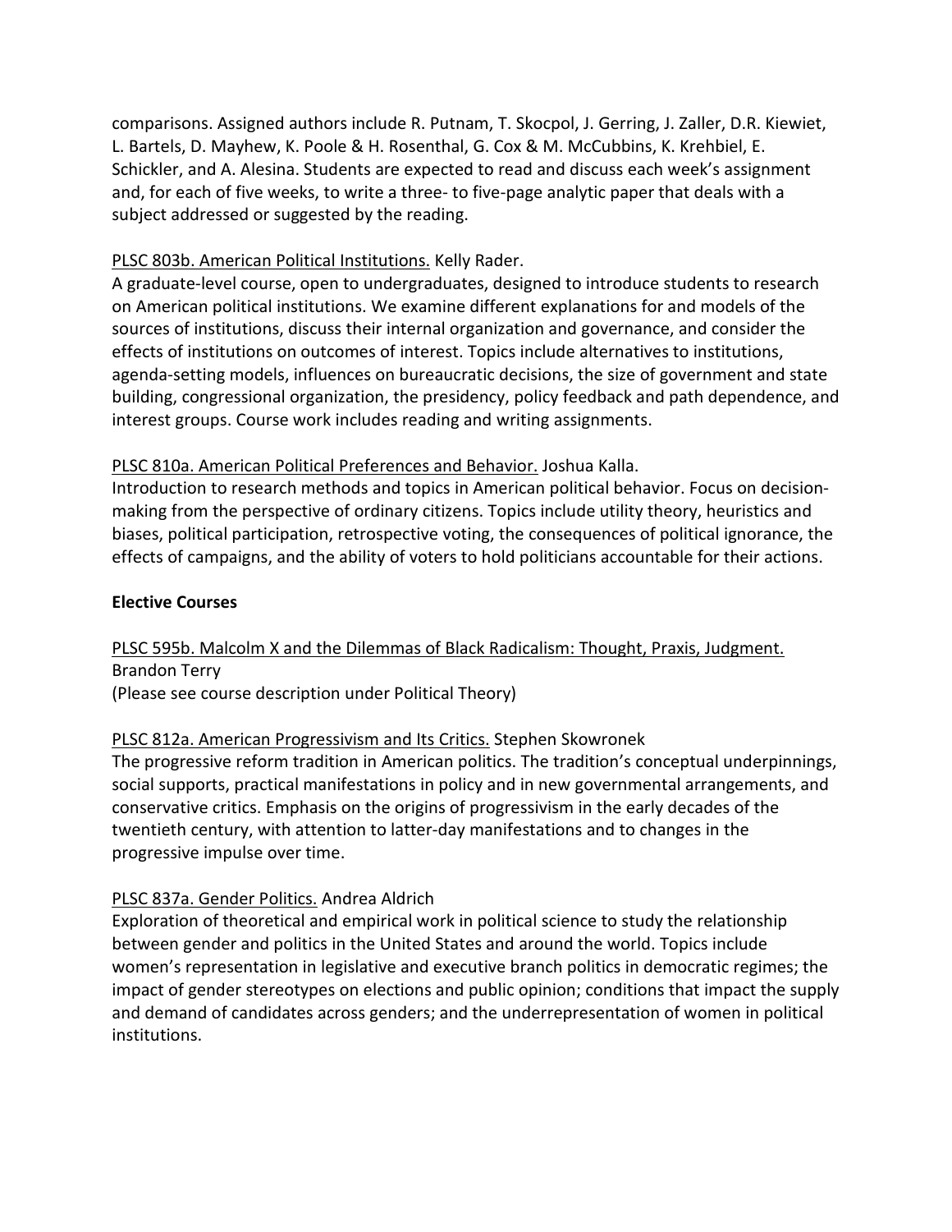comparisons. Assigned authors include R. Putnam, T. Skocpol, J. Gerring, J. Zaller, D.R. Kiewiet, L. Bartels, D. Mayhew, K. Poole & H. Rosenthal, G. Cox & M. McCubbins, K. Krehbiel, E. Schickler, and A. Alesina. Students are expected to read and discuss each week's assignment and, for each of five weeks, to write a three- to five-page analytic paper that deals with a subject addressed or suggested by the reading.

PLSC 803b. American Political Institutions. Kelly Rader.
A graduate-level course, open to undergraduates, designed to introduce students to research on American political institutions. We examine different explanations for and models of the sources of institutions, discuss their internal organization and governance, and consider the effects of institutions on outcomes of interest. Topics include alternatives to institutions, agenda-setting models, influences on bureaucratic decisions, the size of government and state building, congressional organization, the presidency, policy feedback and path dependence, and interest groups. Course work includes reading and writing assignments.

PLSC 810a. American Political Preferences and Behavior. Joshua Kalla.
Introduction to research methods and topics in American political behavior. Focus on decision-making from the perspective of ordinary citizens. Topics include utility theory, heuristics and biases, political participation, retrospective voting, the consequences of political ignorance, the effects of campaigns, and the ability of voters to hold politicians accountable for their actions.

**Elective Courses**

PLSC 595b. Malcolm X and the Dilemmas of Black Radicalism: Thought, Praxis, Judgment.
Brandon Terry
(Please see course description under Political Theory)

PLSC 812a. American Progressivism and Its Critics. Stephen Skowronek
The progressive reform tradition in American politics. The tradition's conceptual underpinnings, social supports, practical manifestations in policy and in new governmental arrangements, and conservative critics. Emphasis on the origins of progressivism in the early decades of the twentieth century, with attention to latter-day manifestations and to changes in the progressive impulse over time.

PLSC 837a. Gender Politics. Andrea Aldrich
Exploration of theoretical and empirical work in political science to study the relationship between gender and politics in the United States and around the world. Topics include women's representation in legislative and executive branch politics in democratic regimes; the impact of gender stereotypes on elections and public opinion; conditions that impact the supply and demand of candidates across genders; and the underrepresentation of women in political institutions.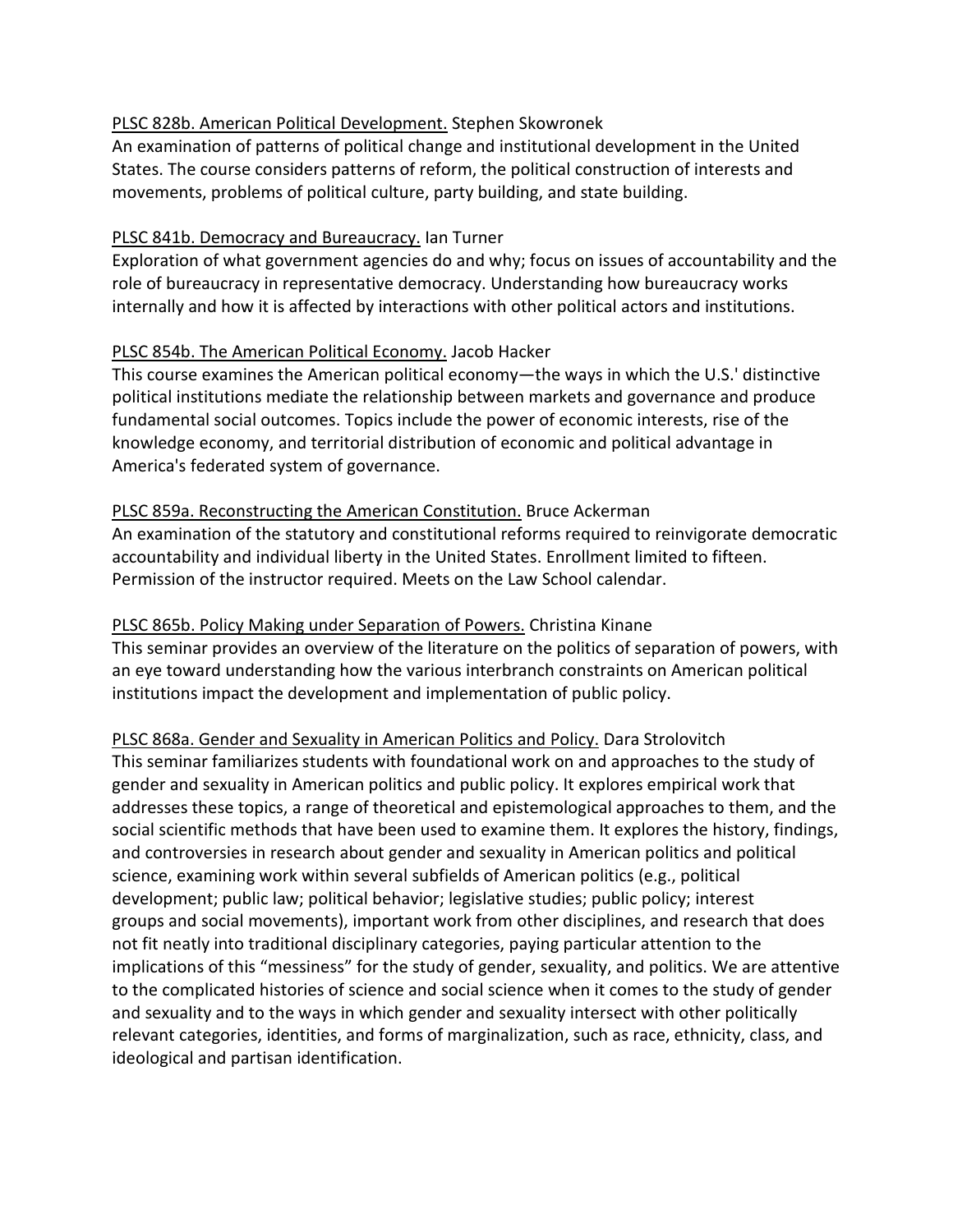PLSC 828b. American Political Development. Stephen Skowronek
An examination of patterns of political change and institutional development in the United States. The course considers patterns of reform, the political construction of interests and movements, problems of political culture, party building, and state building.

PLSC 841b. Democracy and Bureaucracy. Ian Turner
Exploration of what government agencies do and why; focus on issues of accountability and the role of bureaucracy in representative democracy. Understanding how bureaucracy works internally and how it is affected by interactions with other political actors and institutions.

PLSC 854b. The American Political Economy. Jacob Hacker
This course examines the American political economy—the ways in which the U.S.' distinctive political institutions mediate the relationship between markets and governance and produce fundamental social outcomes. Topics include the power of economic interests, rise of the knowledge economy, and territorial distribution of economic and political advantage in America's federated system of governance.

PLSC 859a. Reconstructing the American Constitution. Bruce Ackerman
An examination of the statutory and constitutional reforms required to reinvigorate democratic accountability and individual liberty in the United States. Enrollment limited to fifteen. Permission of the instructor required. Meets on the Law School calendar.

PLSC 865b. Policy Making under Separation of Powers. Christina Kinane
This seminar provides an overview of the literature on the politics of separation of powers, with an eye toward understanding how the various interbranch constraints on American political institutions impact the development and implementation of public policy.

PLSC 868a. Gender and Sexuality in American Politics and Policy. Dara Strolovitch
This seminar familiarizes students with foundational work on and approaches to the study of gender and sexuality in American politics and public policy. It explores empirical work that addresses these topics, a range of theoretical and epistemological approaches to them, and the social scientific methods that have been used to examine them. It explores the history, findings, and controversies in research about gender and sexuality in American politics and political science, examining work within several subfields of American politics (e.g., political development; public law; political behavior; legislative studies; public policy; interest groups and social movements), important work from other disciplines, and research that does not fit neatly into traditional disciplinary categories, paying particular attention to the implications of this "messiness" for the study of gender, sexuality, and politics. We are attentive to the complicated histories of science and social science when it comes to the study of gender and sexuality and to the ways in which gender and sexuality intersect with other politically relevant categories, identities, and forms of marginalization, such as race, ethnicity, class, and ideological and partisan identification.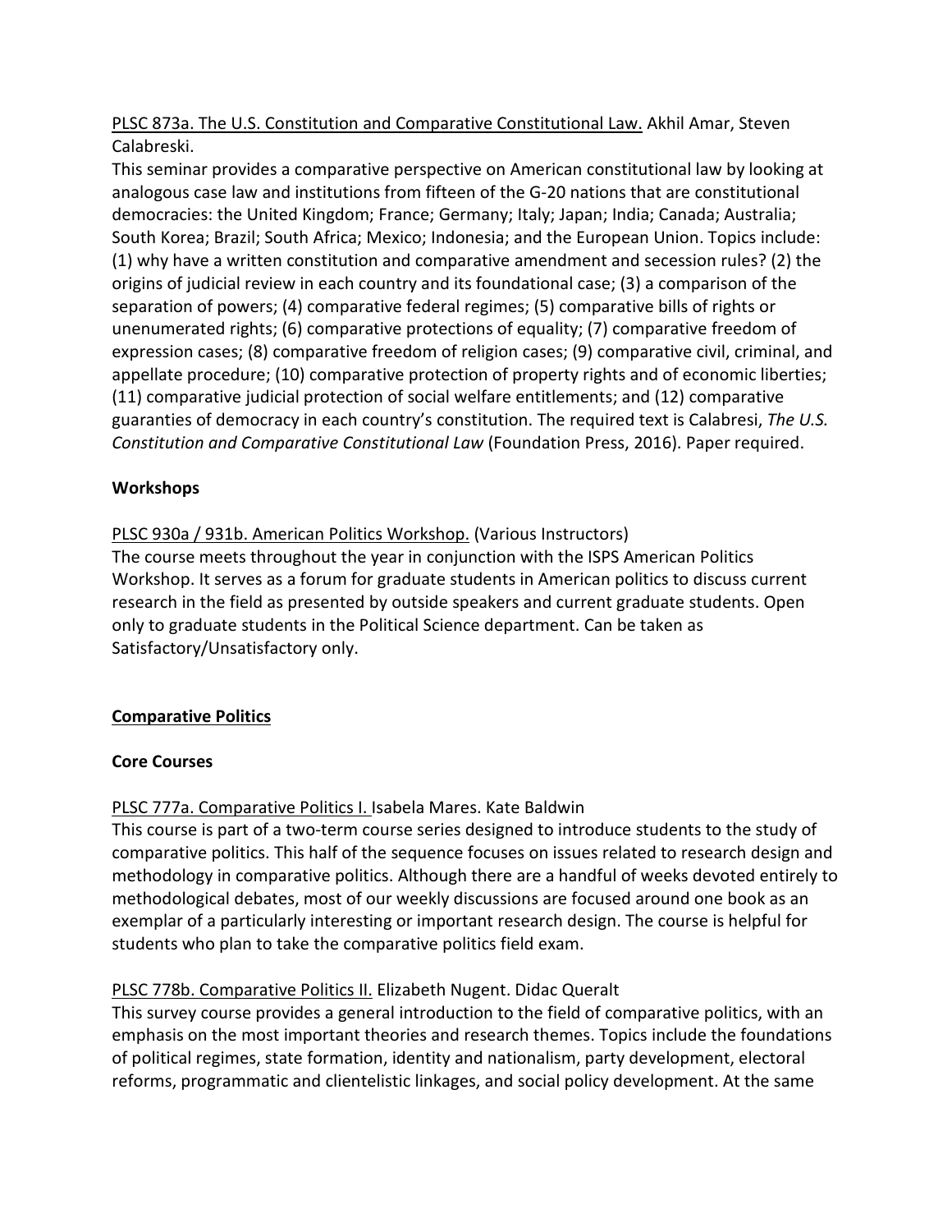<u>PLSC 873a. The U.S. Constitution and Comparative Constitutional Law.</u> Akhil Amar, Steven Calabreski.

This seminar provides a comparative perspective on American constitutional law by looking at analogous case law and institutions from fifteen of the G-20 nations that are constitutional democracies: the United Kingdom; France; Germany; Italy; Japan; India; Canada; Australia; South Korea; Brazil; South Africa; Mexico; Indonesia; and the European Union. Topics include: (1) why have a written constitution and comparative amendment and secession rules? (2) the origins of judicial review in each country and its foundational case; (3) a comparison of the separation of powers; (4) comparative federal regimes; (5) comparative bills of rights or unenumerated rights; (6) comparative protections of equality; (7) comparative freedom of expression cases; (8) comparative freedom of religion cases; (9) comparative civil, criminal, and appellate procedure; (10) comparative protection of property rights and of economic liberties; (11) comparative judicial protection of social welfare entitlements; and (12) comparative guaranties of democracy in each country's constitution. The required text is Calabresi, *The U.S. Constitution and Comparative Constitutional Law* (Foundation Press, 2016). Paper required.

**Workshops**

<u>PLSC 930a / 931b. American Politics Workshop.</u> (Various Instructors)

The course meets throughout the year in conjunction with the ISPS American Politics Workshop. It serves as a forum for graduate students in American politics to discuss current research in the field as presented by outside speakers and current graduate students. Open only to graduate students in the Political Science department. Can be taken as Satisfactory/Unsatisfactory only.

## Comparative Politics

**Core Courses**

<u>PLSC 777a. Comparative Politics I.</u> Isabela Mares. Kate Baldwin

This course is part of a two-term course series designed to introduce students to the study of comparative politics. This half of the sequence focuses on issues related to research design and methodology in comparative politics. Although there are a handful of weeks devoted entirely to methodological debates, most of our weekly discussions are focused around one book as an exemplar of a particularly interesting or important research design. The course is helpful for students who plan to take the comparative politics field exam.

<u>PLSC 778b. Comparative Politics II.</u> Elizabeth Nugent. Didac Queralt

This survey course provides a general introduction to the field of comparative politics, with an emphasis on the most important theories and research themes. Topics include the foundations of political regimes, state formation, identity and nationalism, party development, electoral reforms, programmatic and clientelistic linkages, and social policy development. At the same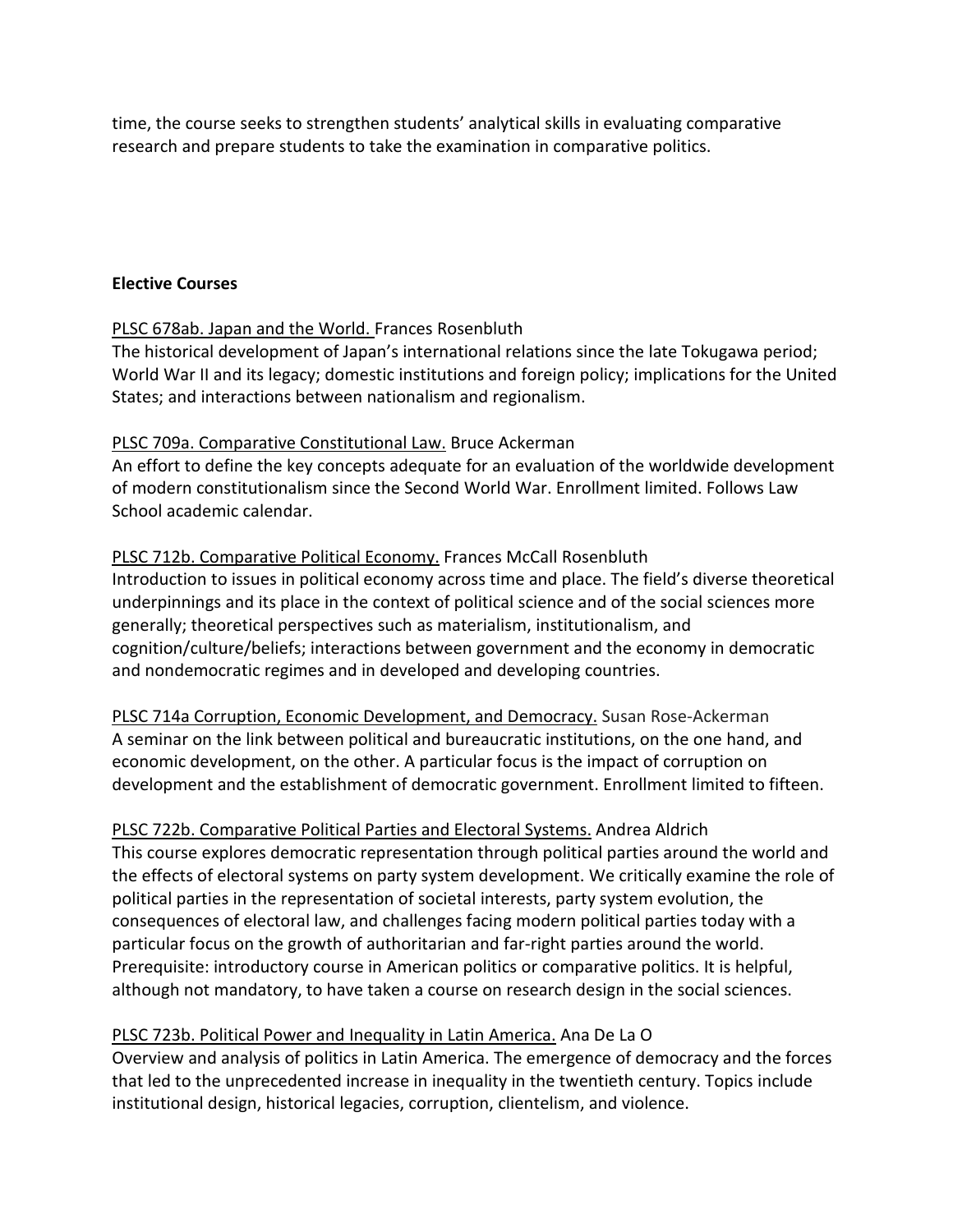time, the course seeks to strengthen students' analytical skills in evaluating comparative research and prepare students to take the examination in comparative politics.

**Elective Courses**

PLSC 678ab. Japan and the World. Frances Rosenbluth
The historical development of Japan's international relations since the late Tokugawa period; World War II and its legacy; domestic institutions and foreign policy; implications for the United States; and interactions between nationalism and regionalism.

PLSC 709a. Comparative Constitutional Law. Bruce Ackerman
An effort to define the key concepts adequate for an evaluation of the worldwide development of modern constitutionalism since the Second World War. Enrollment limited. Follows Law School academic calendar.

PLSC 712b. Comparative Political Economy. Frances McCall Rosenbluth
Introduction to issues in political economy across time and place. The field's diverse theoretical underpinnings and its place in the context of political science and of the social sciences more generally; theoretical perspectives such as materialism, institutionalism, and cognition/culture/beliefs; interactions between government and the economy in democratic and nondemocratic regimes and in developed and developing countries.

PLSC 714a Corruption, Economic Development, and Democracy. Susan Rose-Ackerman
A seminar on the link between political and bureaucratic institutions, on the one hand, and economic development, on the other. A particular focus is the impact of corruption on development and the establishment of democratic government. Enrollment limited to fifteen.

PLSC 722b. Comparative Political Parties and Electoral Systems. Andrea Aldrich
This course explores democratic representation through political parties around the world and the effects of electoral systems on party system development. We critically examine the role of political parties in the representation of societal interests, party system evolution, the consequences of electoral law, and challenges facing modern political parties today with a particular focus on the growth of authoritarian and far-right parties around the world. Prerequisite: introductory course in American politics or comparative politics. It is helpful, although not mandatory, to have taken a course on research design in the social sciences.

PLSC 723b. Political Power and Inequality in Latin America. Ana De La O
Overview and analysis of politics in Latin America. The emergence of democracy and the forces that led to the unprecedented increase in inequality in the twentieth century. Topics include institutional design, historical legacies, corruption, clientelism, and violence.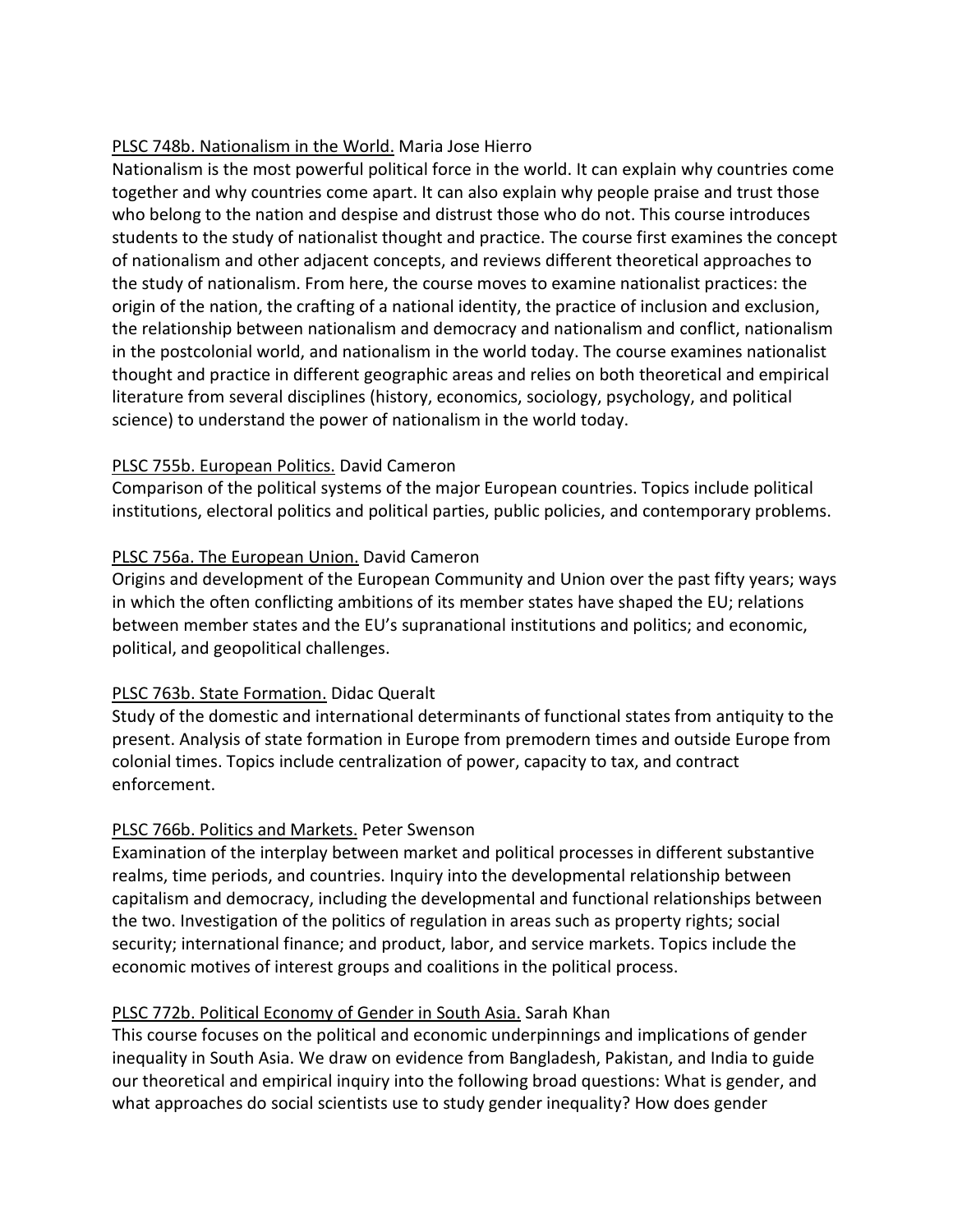<u>PLSC 748b. Nationalism in the World.</u> Maria Jose Hierro
Nationalism is the most powerful political force in the world. It can explain why countries come together and why countries come apart. It can also explain why people praise and trust those who belong to the nation and despise and distrust those who do not. This course introduces students to the study of nationalist thought and practice. The course first examines the concept of nationalism and other adjacent concepts, and reviews different theoretical approaches to the study of nationalism. From here, the course moves to examine nationalist practices: the origin of the nation, the crafting of a national identity, the practice of inclusion and exclusion, the relationship between nationalism and democracy and nationalism and conflict, nationalism in the postcolonial world, and nationalism in the world today. The course examines nationalist thought and practice in different geographic areas and relies on both theoretical and empirical literature from several disciplines (history, economics, sociology, psychology, and political science) to understand the power of nationalism in the world today.

<u>PLSC 755b. European Politics.</u> David Cameron
Comparison of the political systems of the major European countries. Topics include political institutions, electoral politics and political parties, public policies, and contemporary problems.

<u>PLSC 756a. The European Union.</u> David Cameron
Origins and development of the European Community and Union over the past fifty years; ways in which the often conflicting ambitions of its member states have shaped the EU; relations between member states and the EU's supranational institutions and politics; and economic, political, and geopolitical challenges.

<u>PLSC 763b. State Formation.</u> Didac Queralt
Study of the domestic and international determinants of functional states from antiquity to the present. Analysis of state formation in Europe from premodern times and outside Europe from colonial times. Topics include centralization of power, capacity to tax, and contract enforcement.

<u>PLSC 766b. Politics and Markets.</u> Peter Swenson
Examination of the interplay between market and political processes in different substantive realms, time periods, and countries. Inquiry into the developmental relationship between capitalism and democracy, including the developmental and functional relationships between the two. Investigation of the politics of regulation in areas such as property rights; social security; international finance; and product, labor, and service markets. Topics include the economic motives of interest groups and coalitions in the political process.

<u>PLSC 772b. Political Economy of Gender in South Asia.</u> Sarah Khan
This course focuses on the political and economic underpinnings and implications of gender inequality in South Asia. We draw on evidence from Bangladesh, Pakistan, and India to guide our theoretical and empirical inquiry into the following broad questions: What is gender, and what approaches do social scientists use to study gender inequality? How does gender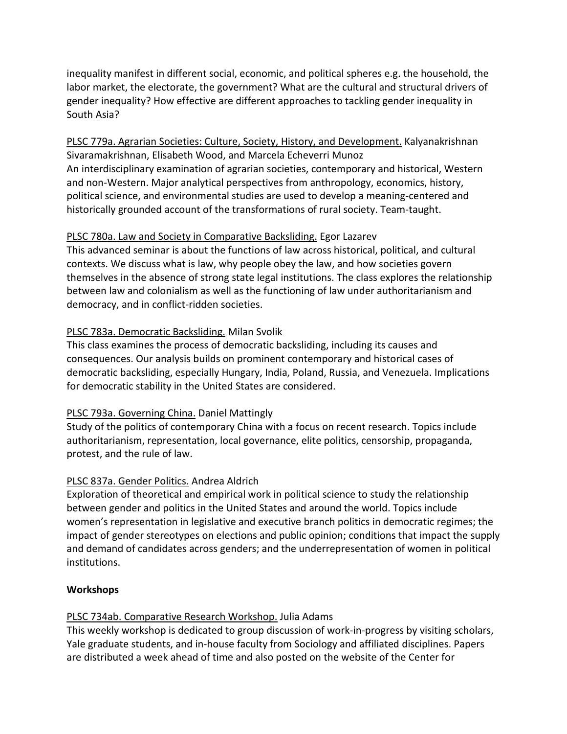inequality manifest in different social, economic, and political spheres e.g. the household, the labor market, the electorate, the government? What are the cultural and structural drivers of gender inequality? How effective are different approaches to tackling gender inequality in South Asia?

PLSC 779a. Agrarian Societies: Culture, Society, History, and Development. Kalyanakrishnan Sivaramakrishnan, Elisabeth Wood, and Marcela Echeverri Munoz
An interdisciplinary examination of agrarian societies, contemporary and historical, Western and non-Western. Major analytical perspectives from anthropology, economics, history, political science, and environmental studies are used to develop a meaning-centered and historically grounded account of the transformations of rural society. Team-taught.

PLSC 780a. Law and Society in Comparative Backsliding. Egor Lazarev
This advanced seminar is about the functions of law across historical, political, and cultural contexts. We discuss what is law, why people obey the law, and how societies govern themselves in the absence of strong state legal institutions. The class explores the relationship between law and colonialism as well as the functioning of law under authoritarianism and democracy, and in conflict-ridden societies.

PLSC 783a. Democratic Backsliding. Milan Svolik
This class examines the process of democratic backsliding, including its causes and consequences. Our analysis builds on prominent contemporary and historical cases of democratic backsliding, especially Hungary, India, Poland, Russia, and Venezuela. Implications for democratic stability in the United States are considered.

PLSC 793a. Governing China. Daniel Mattingly
Study of the politics of contemporary China with a focus on recent research. Topics include authoritarianism, representation, local governance, elite politics, censorship, propaganda, protest, and the rule of law.

PLSC 837a. Gender Politics. Andrea Aldrich
Exploration of theoretical and empirical work in political science to study the relationship between gender and politics in the United States and around the world. Topics include women's representation in legislative and executive branch politics in democratic regimes; the impact of gender stereotypes on elections and public opinion; conditions that impact the supply and demand of candidates across genders; and the underrepresentation of women in political institutions.

**Workshops**

PLSC 734ab. Comparative Research Workshop. Julia Adams
This weekly workshop is dedicated to group discussion of work-in-progress by visiting scholars, Yale graduate students, and in-house faculty from Sociology and affiliated disciplines. Papers are distributed a week ahead of time and also posted on the website of the Center for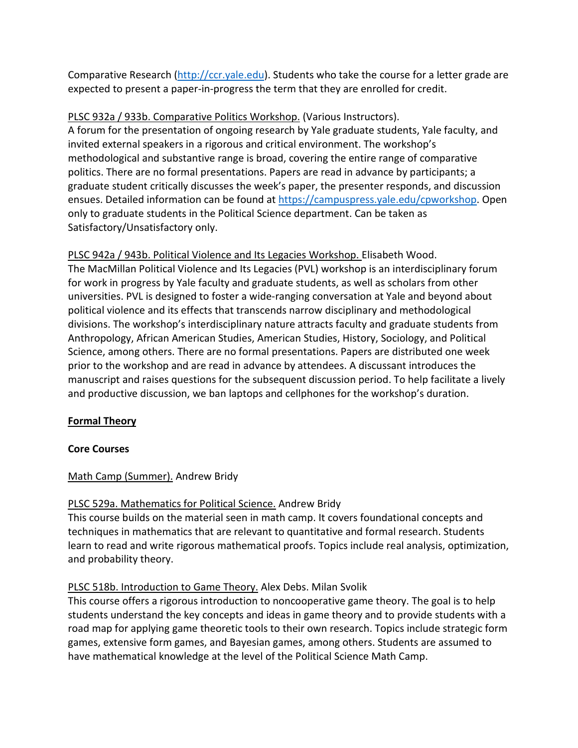Comparative Research (http://ccr.yale.edu). Students who take the course for a letter grade are expected to present a paper-in-progress the term that they are enrolled for credit.

PLSC 932a / 933b. Comparative Politics Workshop. (Various Instructors).
A forum for the presentation of ongoing research by Yale graduate students, Yale faculty, and invited external speakers in a rigorous and critical environment. The workshop's methodological and substantive range is broad, covering the entire range of comparative politics. There are no formal presentations. Papers are read in advance by participants; a graduate student critically discusses the week's paper, the presenter responds, and discussion ensues. Detailed information can be found at https://campuspress.yale.edu/cpworkshop. Open only to graduate students in the Political Science department. Can be taken as Satisfactory/Unsatisfactory only.

PLSC 942a / 943b. Political Violence and Its Legacies Workshop. Elisabeth Wood.
The MacMillan Political Violence and Its Legacies (PVL) workshop is an interdisciplinary forum for work in progress by Yale faculty and graduate students, as well as scholars from other universities. PVL is designed to foster a wide-ranging conversation at Yale and beyond about political violence and its effects that transcends narrow disciplinary and methodological divisions. The workshop's interdisciplinary nature attracts faculty and graduate students from Anthropology, African American Studies, American Studies, History, Sociology, and Political Science, among others. There are no formal presentations. Papers are distributed one week prior to the workshop and are read in advance by attendees. A discussant introduces the manuscript and raises questions for the subsequent discussion period. To help facilitate a lively and productive discussion, we ban laptops and cellphones for the workshop's duration.

## Formal Theory

### Core Courses

Math Camp (Summer). Andrew Bridy

PLSC 529a. Mathematics for Political Science. Andrew Bridy
This course builds on the material seen in math camp. It covers foundational concepts and techniques in mathematics that are relevant to quantitative and formal research. Students learn to read and write rigorous mathematical proofs. Topics include real analysis, optimization, and probability theory.

PLSC 518b. Introduction to Game Theory. Alex Debs. Milan Svolik
This course offers a rigorous introduction to noncooperative game theory. The goal is to help students understand the key concepts and ideas in game theory and to provide students with a road map for applying game theoretic tools to their own research. Topics include strategic form games, extensive form games, and Bayesian games, among others. Students are assumed to have mathematical knowledge at the level of the Political Science Math Camp.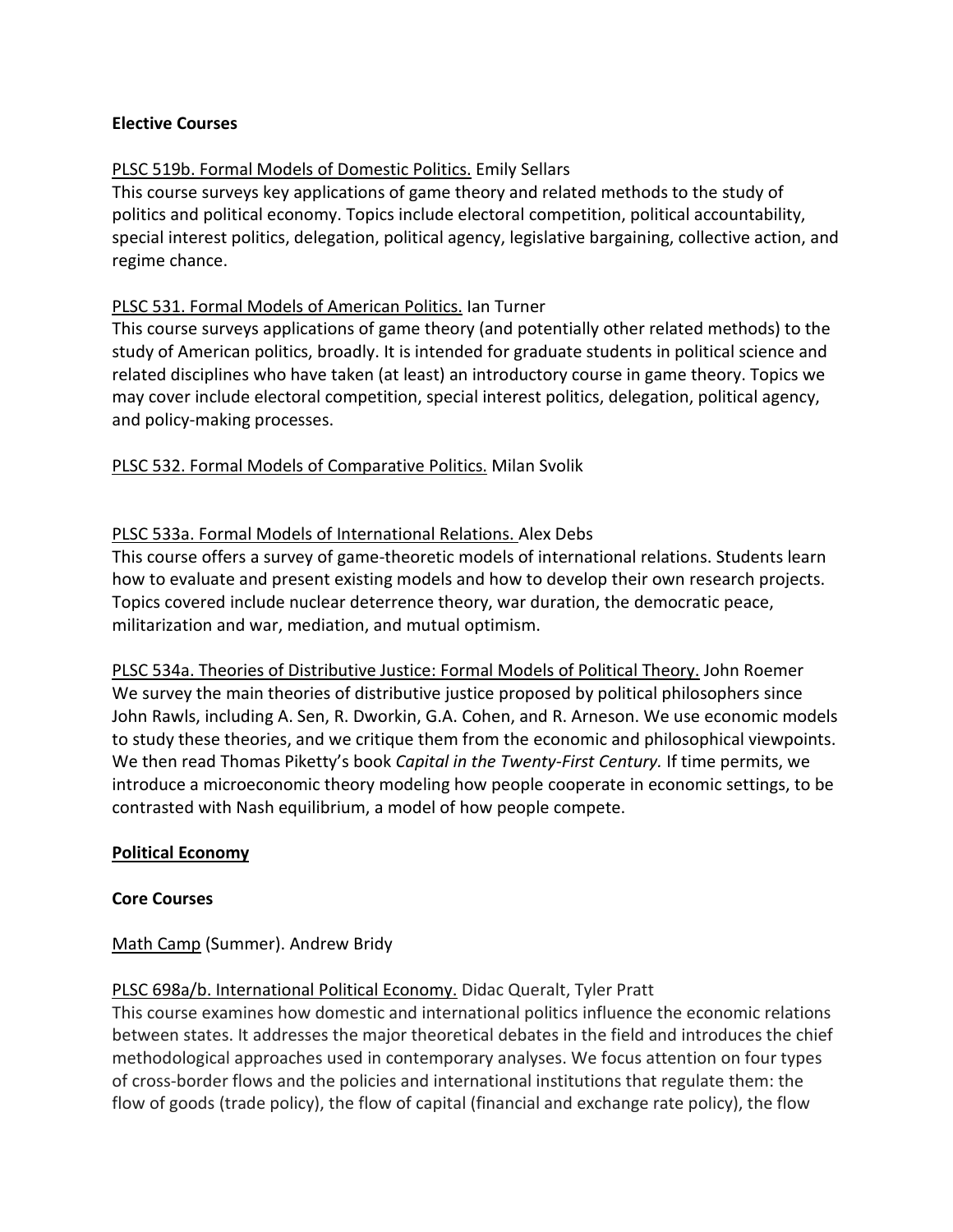**Elective Courses**

PLSC 519b. Formal Models of Domestic Politics. Emily Sellars
This course surveys key applications of game theory and related methods to the study of politics and political economy. Topics include electoral competition, political accountability, special interest politics, delegation, political agency, legislative bargaining, collective action, and regime chance.

PLSC 531. Formal Models of American Politics. Ian Turner
This course surveys applications of game theory (and potentially other related methods) to the study of American politics, broadly. It is intended for graduate students in political science and related disciplines who have taken (at least) an introductory course in game theory. Topics we may cover include electoral competition, special interest politics, delegation, political agency, and policy-making processes.

PLSC 532. Formal Models of Comparative Politics. Milan Svolik

PLSC 533a. Formal Models of International Relations. Alex Debs
This course offers a survey of game-theoretic models of international relations. Students learn how to evaluate and present existing models and how to develop their own research projects. Topics covered include nuclear deterrence theory, war duration, the democratic peace, militarization and war, mediation, and mutual optimism.

PLSC 534a. Theories of Distributive Justice: Formal Models of Political Theory. John Roemer
We survey the main theories of distributive justice proposed by political philosophers since John Rawls, including A. Sen, R. Dworkin, G.A. Cohen, and R. Arneson. We use economic models to study these theories, and we critique them from the economic and philosophical viewpoints. We then read Thomas Piketty's book *Capital in the Twenty-First Century.* If time permits, we introduce a microeconomic theory modeling how people cooperate in economic settings, to be contrasted with Nash equilibrium, a model of how people compete.

## Political Economy

**Core Courses**

Math Camp (Summer). Andrew Bridy

PLSC 698a/b. International Political Economy. Didac Queralt, Tyler Pratt
This course examines how domestic and international politics influence the economic relations between states. It addresses the major theoretical debates in the field and introduces the chief methodological approaches used in contemporary analyses. We focus attention on four types of cross-border flows and the policies and international institutions that regulate them: the flow of goods (trade policy), the flow of capital (financial and exchange rate policy), the flow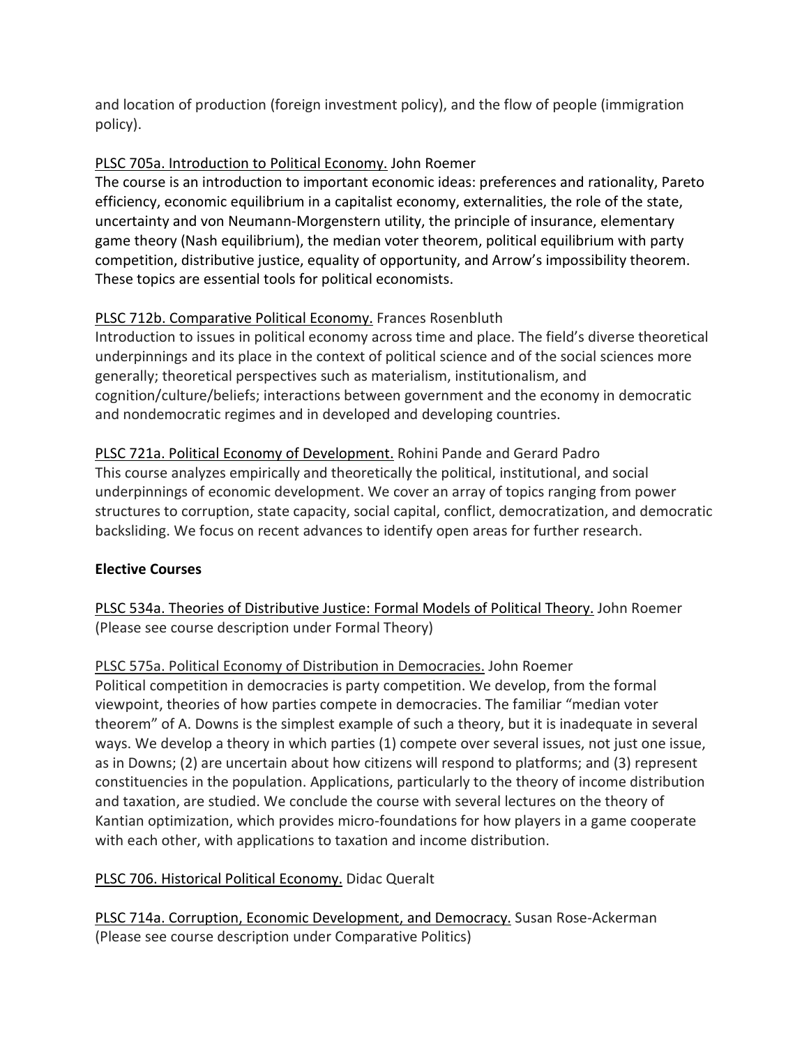and location of production (foreign investment policy), and the flow of people (immigration policy).

PLSC 705a. Introduction to Political Economy. John Roemer
The course is an introduction to important economic ideas: preferences and rationality, Pareto efficiency, economic equilibrium in a capitalist economy, externalities, the role of the state, uncertainty and von Neumann-Morgenstern utility, the principle of insurance, elementary game theory (Nash equilibrium), the median voter theorem, political equilibrium with party competition, distributive justice, equality of opportunity, and Arrow's impossibility theorem. These topics are essential tools for political economists.

PLSC 712b. Comparative Political Economy. Frances Rosenbluth
Introduction to issues in political economy across time and place. The field's diverse theoretical underpinnings and its place in the context of political science and of the social sciences more generally; theoretical perspectives such as materialism, institutionalism, and cognition/culture/beliefs; interactions between government and the economy in democratic and nondemocratic regimes and in developed and developing countries.

PLSC 721a. Political Economy of Development. Rohini Pande and Gerard Padro
This course analyzes empirically and theoretically the political, institutional, and social underpinnings of economic development. We cover an array of topics ranging from power structures to corruption, state capacity, social capital, conflict, democratization, and democratic backsliding. We focus on recent advances to identify open areas for further research.

**Elective Courses**

PLSC 534a. Theories of Distributive Justice: Formal Models of Political Theory. John Roemer
(Please see course description under Formal Theory)

PLSC 575a. Political Economy of Distribution in Democracies. John Roemer
Political competition in democracies is party competition. We develop, from the formal viewpoint, theories of how parties compete in democracies. The familiar "median voter theorem" of A. Downs is the simplest example of such a theory, but it is inadequate in several ways. We develop a theory in which parties (1) compete over several issues, not just one issue, as in Downs; (2) are uncertain about how citizens will respond to platforms; and (3) represent constituencies in the population. Applications, particularly to the theory of income distribution and taxation, are studied. We conclude the course with several lectures on the theory of Kantian optimization, which provides micro-foundations for how players in a game cooperate with each other, with applications to taxation and income distribution.

PLSC 706. Historical Political Economy. Didac Queralt

PLSC 714a. Corruption, Economic Development, and Democracy. Susan Rose-Ackerman
(Please see course description under Comparative Politics)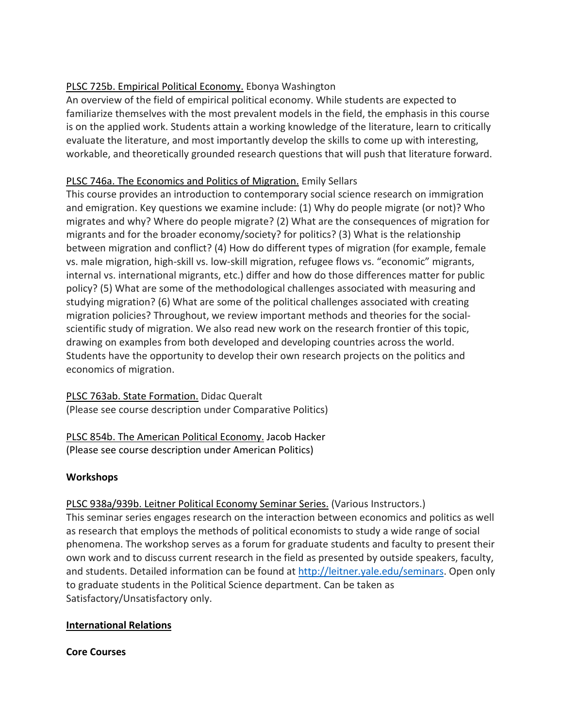PLSC 725b. Empirical Political Economy. Ebonya Washington
An overview of the field of empirical political economy. While students are expected to familiarize themselves with the most prevalent models in the field, the emphasis in this course is on the applied work. Students attain a working knowledge of the literature, learn to critically evaluate the literature, and most importantly develop the skills to come up with interesting, workable, and theoretically grounded research questions that will push that literature forward.

PLSC 746a. The Economics and Politics of Migration. Emily Sellars
This course provides an introduction to contemporary social science research on immigration and emigration. Key questions we examine include: (1) Why do people migrate (or not)? Who migrates and why? Where do people migrate? (2) What are the consequences of migration for migrants and for the broader economy/society? for politics? (3) What is the relationship between migration and conflict? (4) How do different types of migration (for example, female vs. male migration, high-skill vs. low-skill migration, refugee flows vs. "economic" migrants, internal vs. international migrants, etc.) differ and how do those differences matter for public policy? (5) What are some of the methodological challenges associated with measuring and studying migration? (6) What are some of the political challenges associated with creating migration policies? Throughout, we review important methods and theories for the social-scientific study of migration. We also read new work on the research frontier of this topic, drawing on examples from both developed and developing countries across the world. Students have the opportunity to develop their own research projects on the politics and economics of migration.

PLSC 763ab. State Formation. Didac Queralt
(Please see course description under Comparative Politics)

PLSC 854b. The American Political Economy. Jacob Hacker
(Please see course description under American Politics)

**Workshops**

PLSC 938a/939b. Leitner Political Economy Seminar Series. (Various Instructors.)
This seminar series engages research on the interaction between economics and politics as well as research that employs the methods of political economists to study a wide range of social phenomena. The workshop serves as a forum for graduate students and faculty to present their own work and to discuss current research in the field as presented by outside speakers, faculty, and students. Detailed information can be found at http://leitner.yale.edu/seminars. Open only to graduate students in the Political Science department. Can be taken as Satisfactory/Unsatisfactory only.

## International Relations

**Core Courses**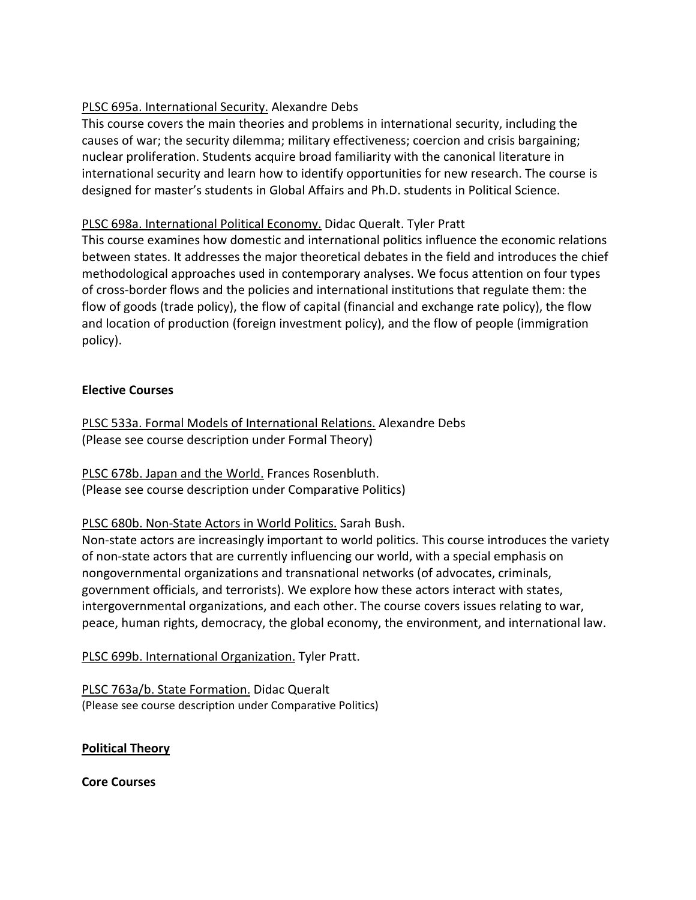PLSC 695a. International Security. Alexandre Debs

This course covers the main theories and problems in international security, including the causes of war; the security dilemma; military effectiveness; coercion and crisis bargaining; nuclear proliferation. Students acquire broad familiarity with the canonical literature in international security and learn how to identify opportunities for new research. The course is designed for master's students in Global Affairs and Ph.D. students in Political Science.

PLSC 698a. International Political Economy. Didac Queralt. Tyler Pratt

This course examines how domestic and international politics influence the economic relations between states. It addresses the major theoretical debates in the field and introduces the chief methodological approaches used in contemporary analyses. We focus attention on four types of cross-border flows and the policies and international institutions that regulate them: the flow of goods (trade policy), the flow of capital (financial and exchange rate policy), the flow and location of production (foreign investment policy), and the flow of people (immigration policy).

**Elective Courses**

PLSC 533a. Formal Models of International Relations. Alexandre Debs
(Please see course description under Formal Theory)

PLSC 678b. Japan and the World. Frances Rosenbluth.
(Please see course description under Comparative Politics)

PLSC 680b. Non-State Actors in World Politics. Sarah Bush.

Non-state actors are increasingly important to world politics. This course introduces the variety of non-state actors that are currently influencing our world, with a special emphasis on nongovernmental organizations and transnational networks (of advocates, criminals, government officials, and terrorists). We explore how these actors interact with states, intergovernmental organizations, and each other. The course covers issues relating to war, peace, human rights, democracy, the global economy, the environment, and international law.

PLSC 699b. International Organization. Tyler Pratt.

PLSC 763a/b. State Formation. Didac Queralt
(Please see course description under Comparative Politics)

## Political Theory

**Core Courses**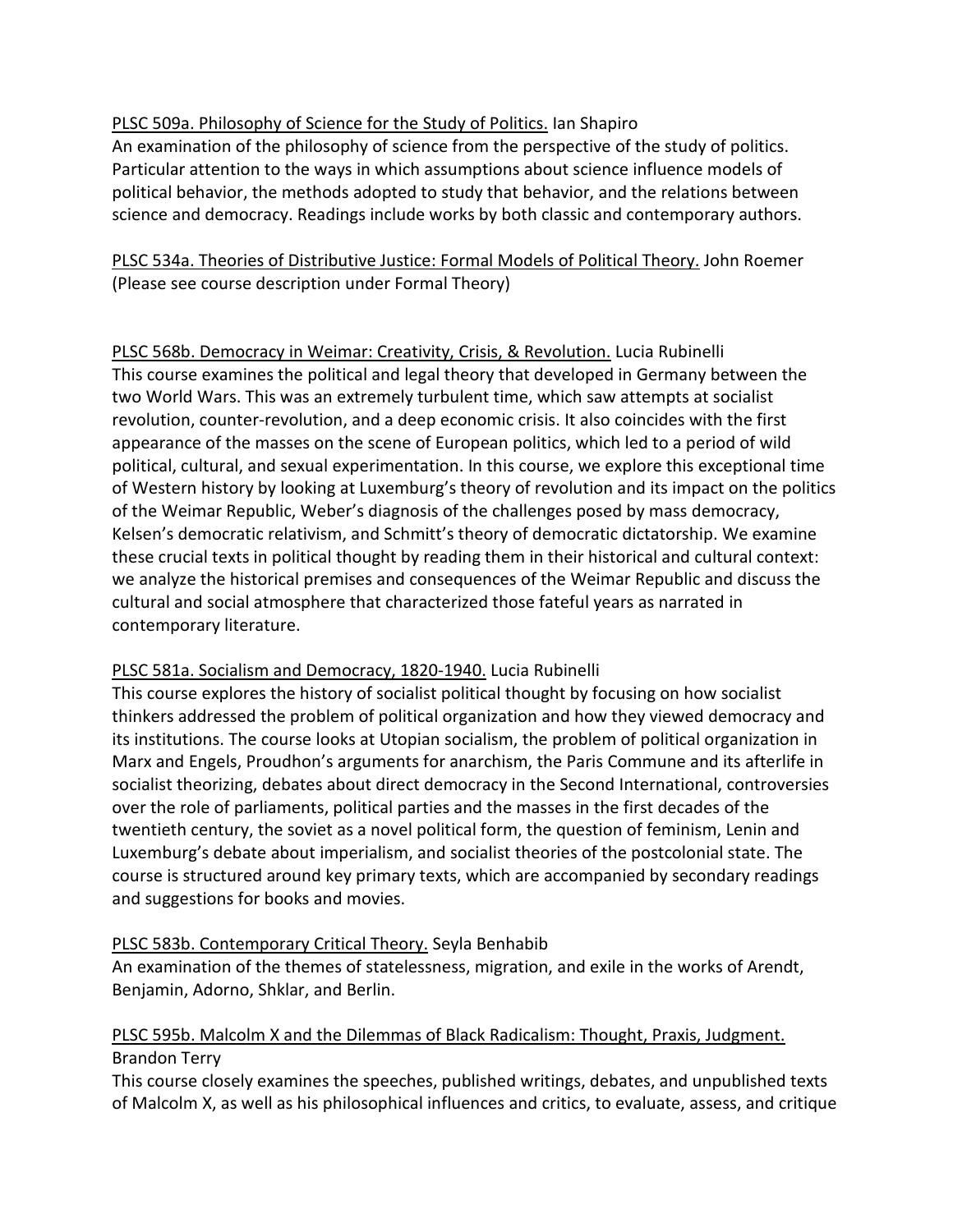PLSC 509a. Philosophy of Science for the Study of Politics. Ian Shapiro
An examination of the philosophy of science from the perspective of the study of politics. Particular attention to the ways in which assumptions about science influence models of political behavior, the methods adopted to study that behavior, and the relations between science and democracy. Readings include works by both classic and contemporary authors.

PLSC 534a. Theories of Distributive Justice: Formal Models of Political Theory. John Roemer
(Please see course description under Formal Theory)

PLSC 568b. Democracy in Weimar: Creativity, Crisis, & Revolution. Lucia Rubinelli
This course examines the political and legal theory that developed in Germany between the two World Wars. This was an extremely turbulent time, which saw attempts at socialist revolution, counter-revolution, and a deep economic crisis. It also coincides with the first appearance of the masses on the scene of European politics, which led to a period of wild political, cultural, and sexual experimentation. In this course, we explore this exceptional time of Western history by looking at Luxemburg's theory of revolution and its impact on the politics of the Weimar Republic, Weber's diagnosis of the challenges posed by mass democracy, Kelsen's democratic relativism, and Schmitt's theory of democratic dictatorship. We examine these crucial texts in political thought by reading them in their historical and cultural context: we analyze the historical premises and consequences of the Weimar Republic and discuss the cultural and social atmosphere that characterized those fateful years as narrated in contemporary literature.

PLSC 581a. Socialism and Democracy, 1820-1940. Lucia Rubinelli
This course explores the history of socialist political thought by focusing on how socialist thinkers addressed the problem of political organization and how they viewed democracy and its institutions. The course looks at Utopian socialism, the problem of political organization in Marx and Engels, Proudhon's arguments for anarchism, the Paris Commune and its afterlife in socialist theorizing, debates about direct democracy in the Second International, controversies over the role of parliaments, political parties and the masses in the first decades of the twentieth century, the soviet as a novel political form, the question of feminism, Lenin and Luxemburg's debate about imperialism, and socialist theories of the postcolonial state. The course is structured around key primary texts, which are accompanied by secondary readings and suggestions for books and movies.

PLSC 583b. Contemporary Critical Theory. Seyla Benhabib
An examination of the themes of statelessness, migration, and exile in the works of Arendt, Benjamin, Adorno, Shklar, and Berlin.

PLSC 595b. Malcolm X and the Dilemmas of Black Radicalism: Thought, Praxis, Judgment. Brandon Terry
This course closely examines the speeches, published writings, debates, and unpublished texts of Malcolm X, as well as his philosophical influences and critics, to evaluate, assess, and critique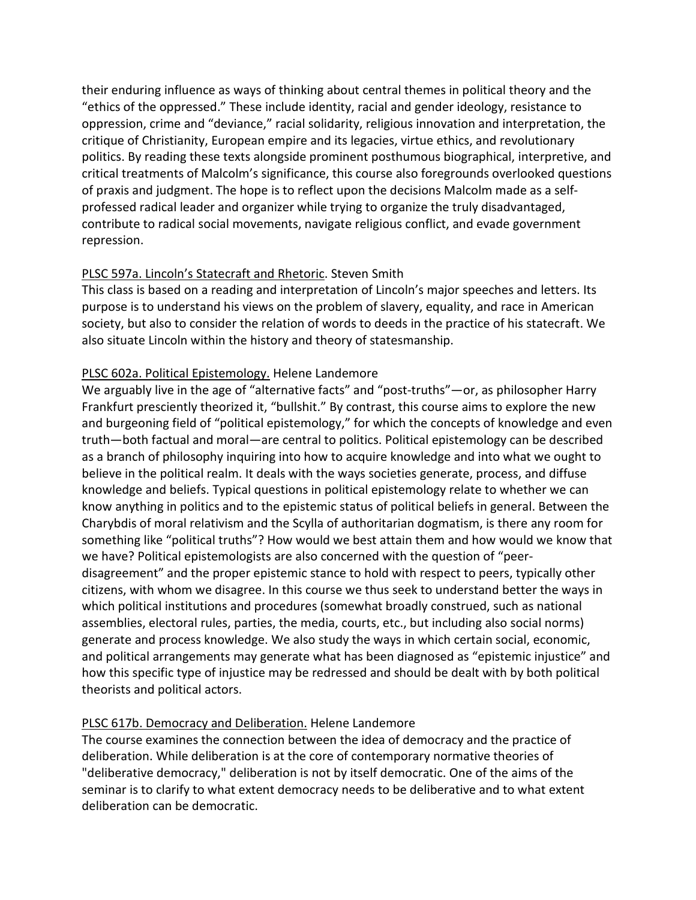their enduring influence as ways of thinking about central themes in political theory and the "ethics of the oppressed." These include identity, racial and gender ideology, resistance to oppression, crime and "deviance," racial solidarity, religious innovation and interpretation, the critique of Christianity, European empire and its legacies, virtue ethics, and revolutionary politics. By reading these texts alongside prominent posthumous biographical, interpretive, and critical treatments of Malcolm's significance, this course also foregrounds overlooked questions of praxis and judgment. The hope is to reflect upon the decisions Malcolm made as a self-professed radical leader and organizer while trying to organize the truly disadvantaged, contribute to radical social movements, navigate religious conflict, and evade government repression.

PLSC 597a. Lincoln's Statecraft and Rhetoric. Steven Smith
This class is based on a reading and interpretation of Lincoln's major speeches and letters. Its purpose is to understand his views on the problem of slavery, equality, and race in American society, but also to consider the relation of words to deeds in the practice of his statecraft. We also situate Lincoln within the history and theory of statesmanship.

PLSC 602a. Political Epistemology. Helene Landemore
We arguably live in the age of "alternative facts" and "post-truths"—or, as philosopher Harry Frankfurt presciently theorized it, "bullshit." By contrast, this course aims to explore the new and burgeoning field of "political epistemology," for which the concepts of knowledge and even truth—both factual and moral—are central to politics. Political epistemology can be described as a branch of philosophy inquiring into how to acquire knowledge and into what we ought to believe in the political realm. It deals with the ways societies generate, process, and diffuse knowledge and beliefs. Typical questions in political epistemology relate to whether we can know anything in politics and to the epistemic status of political beliefs in general. Between the Charybdis of moral relativism and the Scylla of authoritarian dogmatism, is there any room for something like "political truths"? How would we best attain them and how would we know that we have? Political epistemologists are also concerned with the question of "peer-disagreement" and the proper epistemic stance to hold with respect to peers, typically other citizens, with whom we disagree. In this course we thus seek to understand better the ways in which political institutions and procedures (somewhat broadly construed, such as national assemblies, electoral rules, parties, the media, courts, etc., but including also social norms) generate and process knowledge. We also study the ways in which certain social, economic, and political arrangements may generate what has been diagnosed as "epistemic injustice" and how this specific type of injustice may be redressed and should be dealt with by both political theorists and political actors.

PLSC 617b. Democracy and Deliberation. Helene Landemore
The course examines the connection between the idea of democracy and the practice of deliberation. While deliberation is at the core of contemporary normative theories of "deliberative democracy," deliberation is not by itself democratic. One of the aims of the seminar is to clarify to what extent democracy needs to be deliberative and to what extent deliberation can be democratic.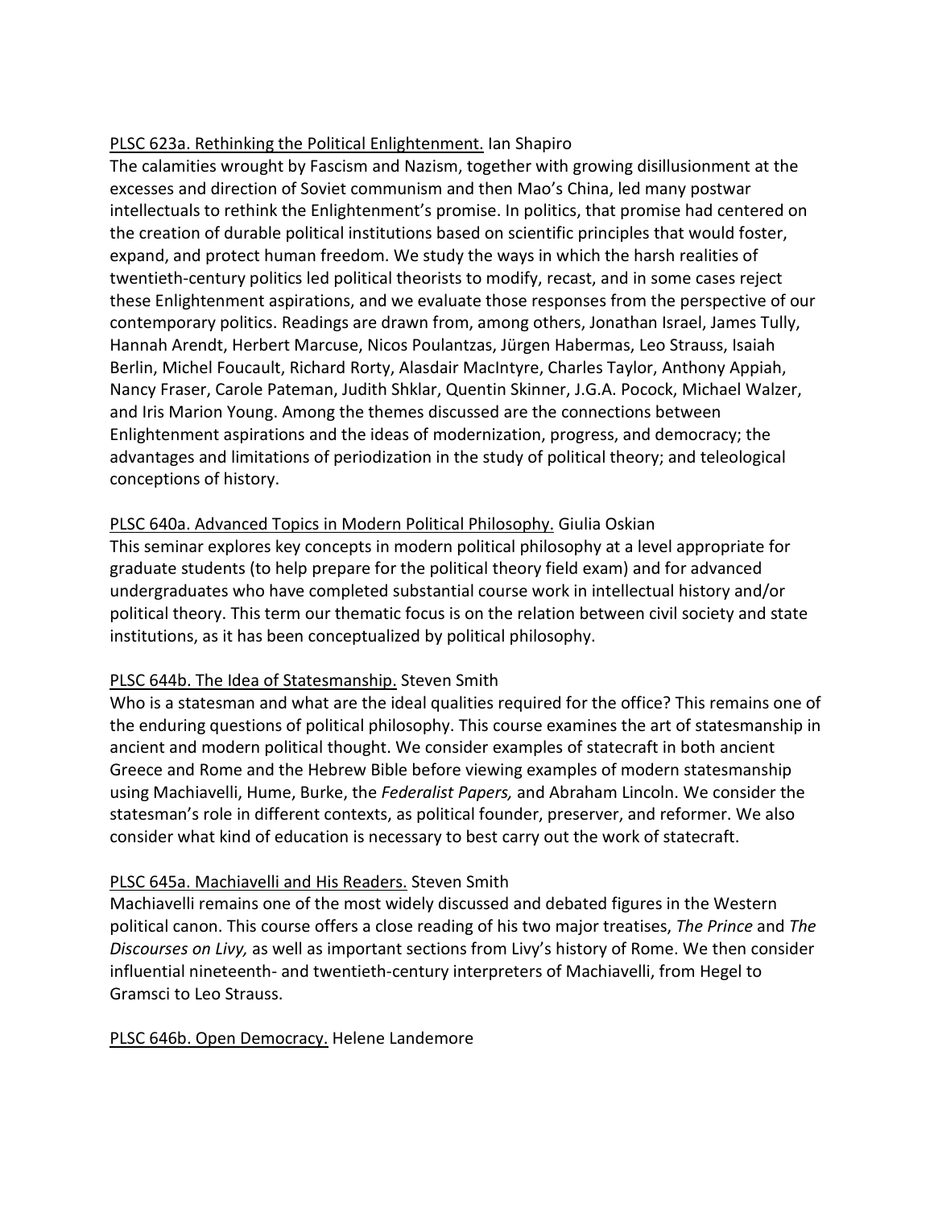<u>PLSC 623a. Rethinking the Political Enlightenment.</u> Ian Shapiro
The calamities wrought by Fascism and Nazism, together with growing disillusionment at the excesses and direction of Soviet communism and then Mao's China, led many postwar intellectuals to rethink the Enlightenment's promise. In politics, that promise had centered on the creation of durable political institutions based on scientific principles that would foster, expand, and protect human freedom. We study the ways in which the harsh realities of twentieth-century politics led political theorists to modify, recast, and in some cases reject these Enlightenment aspirations, and we evaluate those responses from the perspective of our contemporary politics. Readings are drawn from, among others, Jonathan Israel, James Tully, Hannah Arendt, Herbert Marcuse, Nicos Poulantzas, Jürgen Habermas, Leo Strauss, Isaiah Berlin, Michel Foucault, Richard Rorty, Alasdair MacIntyre, Charles Taylor, Anthony Appiah, Nancy Fraser, Carole Pateman, Judith Shklar, Quentin Skinner, J.G.A. Pocock, Michael Walzer, and Iris Marion Young. Among the themes discussed are the connections between Enlightenment aspirations and the ideas of modernization, progress, and democracy; the advantages and limitations of periodization in the study of political theory; and teleological conceptions of history.

<u>PLSC 640a. Advanced Topics in Modern Political Philosophy.</u> Giulia Oskian
This seminar explores key concepts in modern political philosophy at a level appropriate for graduate students (to help prepare for the political theory field exam) and for advanced undergraduates who have completed substantial course work in intellectual history and/or political theory. This term our thematic focus is on the relation between civil society and state institutions, as it has been conceptualized by political philosophy.

<u>PLSC 644b. The Idea of Statesmanship.</u> Steven Smith
Who is a statesman and what are the ideal qualities required for the office? This remains one of the enduring questions of political philosophy. This course examines the art of statesmanship in ancient and modern political thought. We consider examples of statecraft in both ancient Greece and Rome and the Hebrew Bible before viewing examples of modern statesmanship using Machiavelli, Hume, Burke, the *Federalist Papers,* and Abraham Lincoln. We consider the statesman's role in different contexts, as political founder, preserver, and reformer. We also consider what kind of education is necessary to best carry out the work of statecraft.

<u>PLSC 645a. Machiavelli and His Readers.</u> Steven Smith
Machiavelli remains one of the most widely discussed and debated figures in the Western political canon. This course offers a close reading of his two major treatises, *The Prince* and *The Discourses on Livy,* as well as important sections from Livy's history of Rome. We then consider influential nineteenth- and twentieth-century interpreters of Machiavelli, from Hegel to Gramsci to Leo Strauss.

<u>PLSC 646b. Open Democracy.</u> Helene Landemore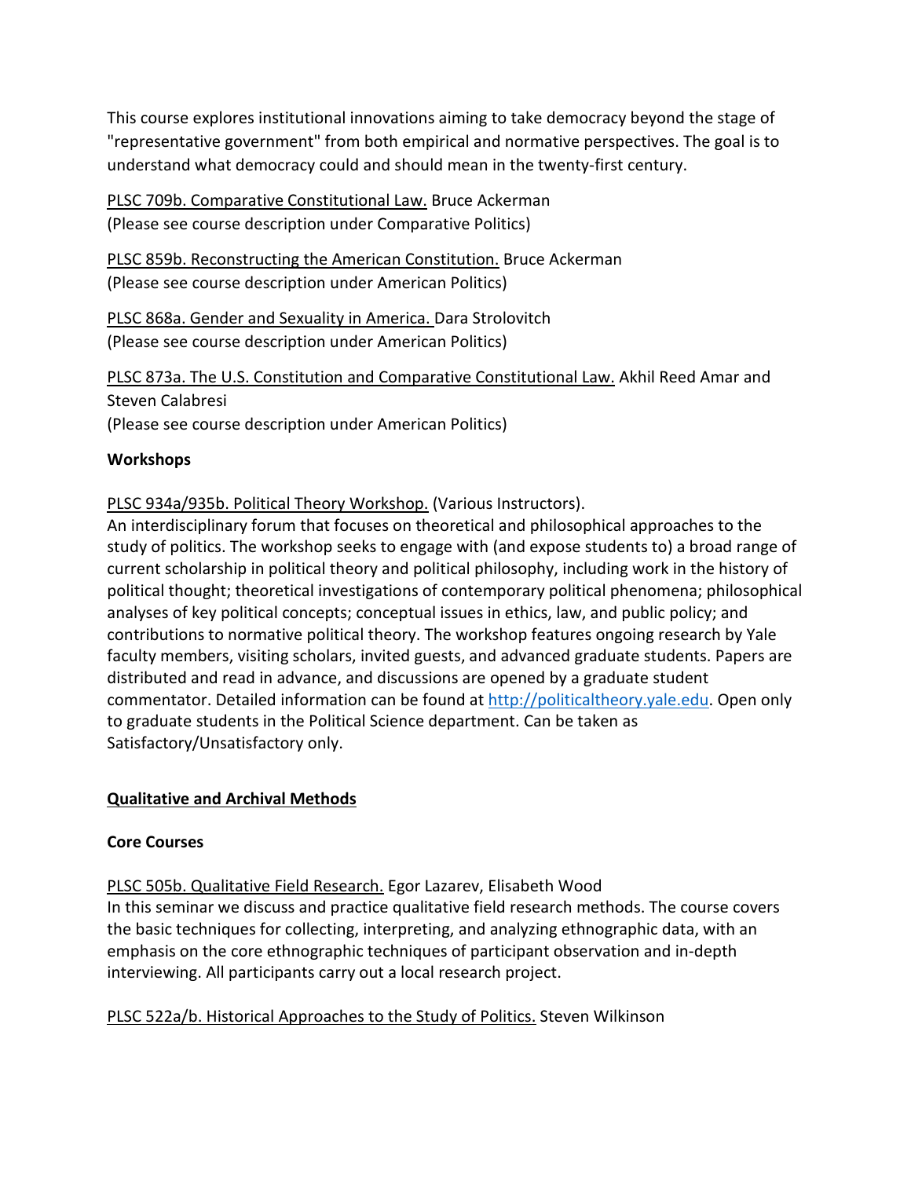This course explores institutional innovations aiming to take democracy beyond the stage of "representative government" from both empirical and normative perspectives. The goal is to understand what democracy could and should mean in the twenty-first century.

PLSC 709b. Comparative Constitutional Law. Bruce Ackerman
(Please see course description under Comparative Politics)

PLSC 859b. Reconstructing the American Constitution. Bruce Ackerman
(Please see course description under American Politics)

PLSC 868a. Gender and Sexuality in America. Dara Strolovitch
(Please see course description under American Politics)

PLSC 873a. The U.S. Constitution and Comparative Constitutional Law. Akhil Reed Amar and Steven Calabresi
(Please see course description under American Politics)

**Workshops**

PLSC 934a/935b. Political Theory Workshop. (Various Instructors).
An interdisciplinary forum that focuses on theoretical and philosophical approaches to the study of politics. The workshop seeks to engage with (and expose students to) a broad range of current scholarship in political theory and political philosophy, including work in the history of political thought; theoretical investigations of contemporary political phenomena; philosophical analyses of key political concepts; conceptual issues in ethics, law, and public policy; and contributions to normative political theory. The workshop features ongoing research by Yale faculty members, visiting scholars, invited guests, and advanced graduate students. Papers are distributed and read in advance, and discussions are opened by a graduate student commentator. Detailed information can be found at http://politicaltheory.yale.edu. Open only to graduate students in the Political Science department. Can be taken as Satisfactory/Unsatisfactory only.

## Qualitative and Archival Methods

**Core Courses**

PLSC 505b. Qualitative Field Research. Egor Lazarev, Elisabeth Wood
In this seminar we discuss and practice qualitative field research methods. The course covers the basic techniques for collecting, interpreting, and analyzing ethnographic data, with an emphasis on the core ethnographic techniques of participant observation and in-depth interviewing. All participants carry out a local research project.

PLSC 522a/b. Historical Approaches to the Study of Politics. Steven Wilkinson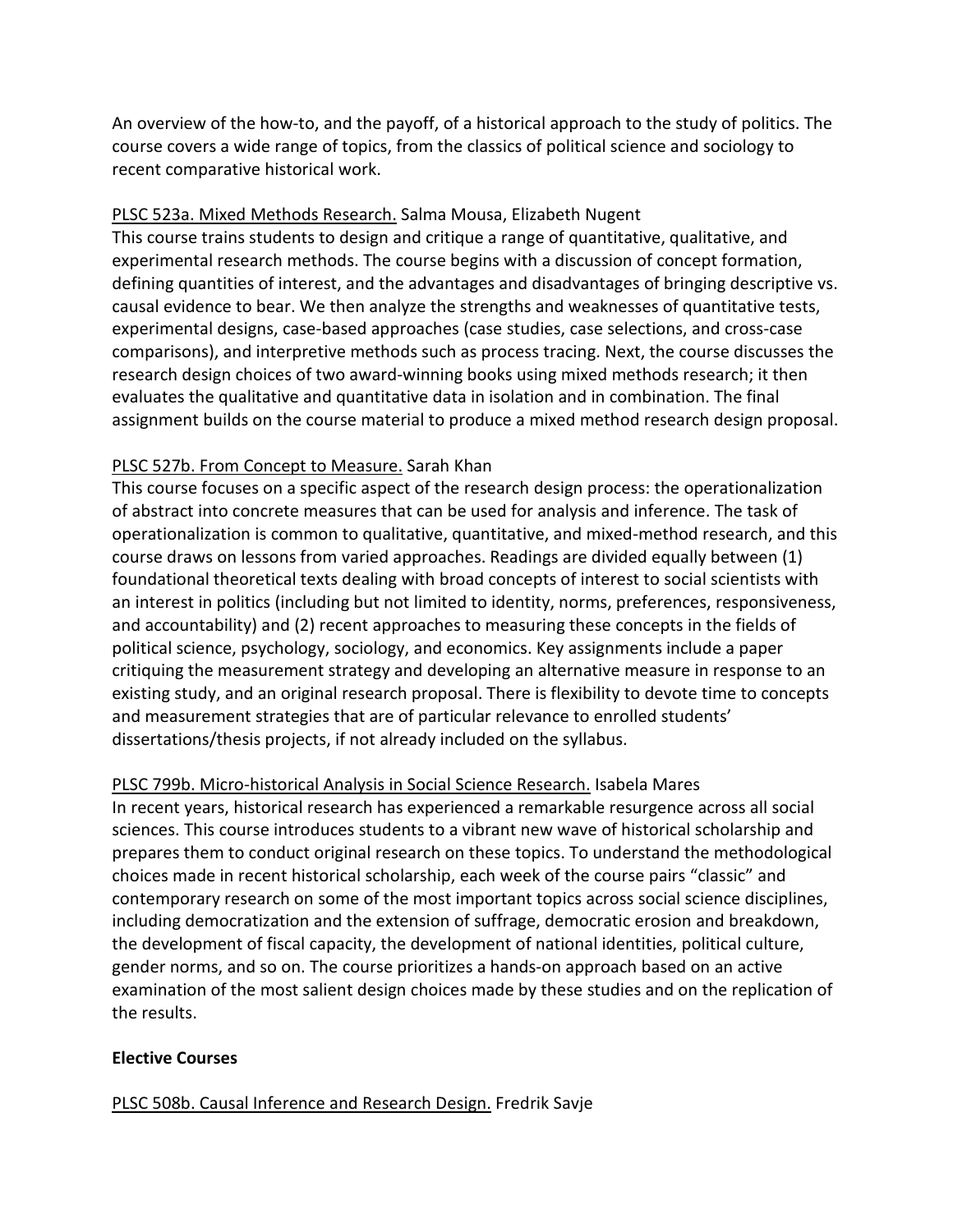An overview of the how-to, and the payoff, of a historical approach to the study of politics. The course covers a wide range of topics, from the classics of political science and sociology to recent comparative historical work.

PLSC 523a. Mixed Methods Research. Salma Mousa, Elizabeth Nugent
This course trains students to design and critique a range of quantitative, qualitative, and experimental research methods. The course begins with a discussion of concept formation, defining quantities of interest, and the advantages and disadvantages of bringing descriptive vs. causal evidence to bear. We then analyze the strengths and weaknesses of quantitative tests, experimental designs, case-based approaches (case studies, case selections, and cross-case comparisons), and interpretive methods such as process tracing. Next, the course discusses the research design choices of two award-winning books using mixed methods research; it then evaluates the qualitative and quantitative data in isolation and in combination. The final assignment builds on the course material to produce a mixed method research design proposal.

PLSC 527b. From Concept to Measure. Sarah Khan
This course focuses on a specific aspect of the research design process: the operationalization of abstract into concrete measures that can be used for analysis and inference. The task of operationalization is common to qualitative, quantitative, and mixed-method research, and this course draws on lessons from varied approaches. Readings are divided equally between (1) foundational theoretical texts dealing with broad concepts of interest to social scientists with an interest in politics (including but not limited to identity, norms, preferences, responsiveness, and accountability) and (2) recent approaches to measuring these concepts in the fields of political science, psychology, sociology, and economics. Key assignments include a paper critiquing the measurement strategy and developing an alternative measure in response to an existing study, and an original research proposal. There is flexibility to devote time to concepts and measurement strategies that are of particular relevance to enrolled students' dissertations/thesis projects, if not already included on the syllabus.

PLSC 799b. Micro-historical Analysis in Social Science Research. Isabela Mares
In recent years, historical research has experienced a remarkable resurgence across all social sciences. This course introduces students to a vibrant new wave of historical scholarship and prepares them to conduct original research on these topics. To understand the methodological choices made in recent historical scholarship, each week of the course pairs "classic" and contemporary research on some of the most important topics across social science disciplines, including democratization and the extension of suffrage, democratic erosion and breakdown, the development of fiscal capacity, the development of national identities, political culture, gender norms, and so on. The course prioritizes a hands-on approach based on an active examination of the most salient design choices made by these studies and on the replication of the results.

**Elective Courses**

PLSC 508b. Causal Inference and Research Design. Fredrik Savje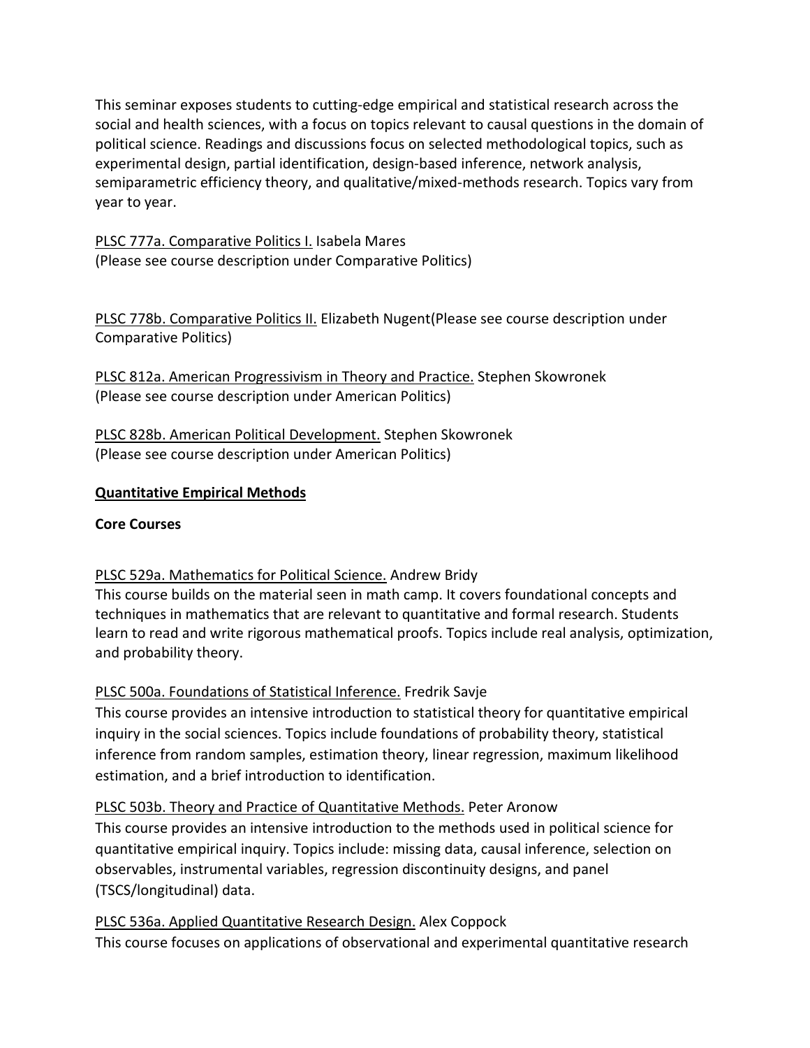This seminar exposes students to cutting-edge empirical and statistical research across the social and health sciences, with a focus on topics relevant to causal questions in the domain of political science. Readings and discussions focus on selected methodological topics, such as experimental design, partial identification, design-based inference, network analysis, semiparametric efficiency theory, and qualitative/mixed-methods research. Topics vary from year to year.

PLSC 777a. Comparative Politics I. Isabela Mares
(Please see course description under Comparative Politics)

PLSC 778b. Comparative Politics II. Elizabeth Nugent(Please see course description under Comparative Politics)

PLSC 812a. American Progressivism in Theory and Practice. Stephen Skowronek
(Please see course description under American Politics)

PLSC 828b. American Political Development. Stephen Skowronek
(Please see course description under American Politics)

## Quantitative Empirical Methods

### Core Courses

PLSC 529a. Mathematics for Political Science. Andrew Bridy
This course builds on the material seen in math camp. It covers foundational concepts and techniques in mathematics that are relevant to quantitative and formal research. Students learn to read and write rigorous mathematical proofs. Topics include real analysis, optimization, and probability theory.

PLSC 500a. Foundations of Statistical Inference. Fredrik Savje
This course provides an intensive introduction to statistical theory for quantitative empirical inquiry in the social sciences. Topics include foundations of probability theory, statistical inference from random samples, estimation theory, linear regression, maximum likelihood estimation, and a brief introduction to identification.

PLSC 503b. Theory and Practice of Quantitative Methods. Peter Aronow
This course provides an intensive introduction to the methods used in political science for quantitative empirical inquiry. Topics include: missing data, causal inference, selection on observables, instrumental variables, regression discontinuity designs, and panel (TSCS/longitudinal) data.

PLSC 536a. Applied Quantitative Research Design. Alex Coppock
This course focuses on applications of observational and experimental quantitative research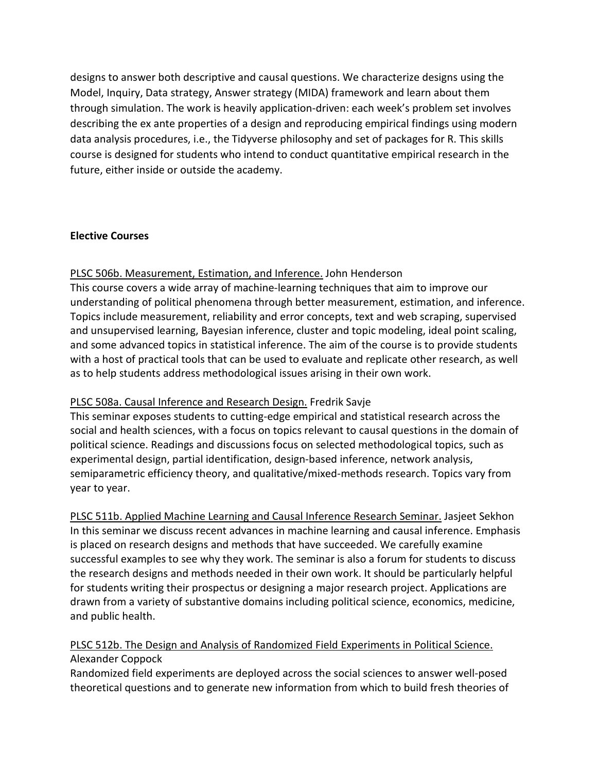designs to answer both descriptive and causal questions. We characterize designs using the Model, Inquiry, Data strategy, Answer strategy (MIDA) framework and learn about them through simulation. The work is heavily application-driven: each week's problem set involves describing the ex ante properties of a design and reproducing empirical findings using modern data analysis procedures, i.e., the Tidyverse philosophy and set of packages for R. This skills course is designed for students who intend to conduct quantitative empirical research in the future, either inside or outside the academy.

**Elective Courses**

PLSC 506b. Measurement, Estimation, and Inference. John Henderson
This course covers a wide array of machine-learning techniques that aim to improve our understanding of political phenomena through better measurement, estimation, and inference. Topics include measurement, reliability and error concepts, text and web scraping, supervised and unsupervised learning, Bayesian inference, cluster and topic modeling, ideal point scaling, and some advanced topics in statistical inference. The aim of the course is to provide students with a host of practical tools that can be used to evaluate and replicate other research, as well as to help students address methodological issues arising in their own work.

PLSC 508a. Causal Inference and Research Design. Fredrik Savje
This seminar exposes students to cutting-edge empirical and statistical research across the social and health sciences, with a focus on topics relevant to causal questions in the domain of political science. Readings and discussions focus on selected methodological topics, such as experimental design, partial identification, design-based inference, network analysis, semiparametric efficiency theory, and qualitative/mixed-methods research. Topics vary from year to year.

PLSC 511b. Applied Machine Learning and Causal Inference Research Seminar. Jasjeet Sekhon
In this seminar we discuss recent advances in machine learning and causal inference. Emphasis is placed on research designs and methods that have succeeded. We carefully examine successful examples to see why they work. The seminar is also a forum for students to discuss the research designs and methods needed in their own work. It should be particularly helpful for students writing their prospectus or designing a major research project. Applications are drawn from a variety of substantive domains including political science, economics, medicine, and public health.

PLSC 512b. The Design and Analysis of Randomized Field Experiments in Political Science. Alexander Coppock
Randomized field experiments are deployed across the social sciences to answer well-posed theoretical questions and to generate new information from which to build fresh theories of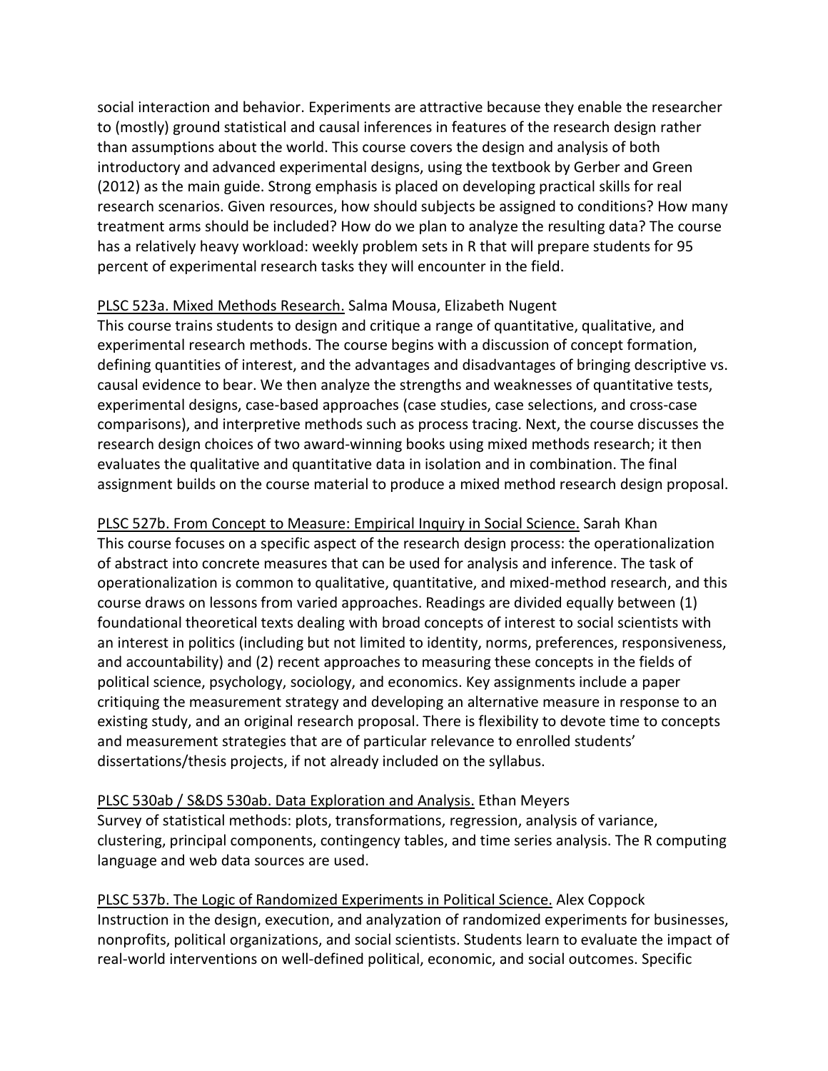social interaction and behavior. Experiments are attractive because they enable the researcher to (mostly) ground statistical and causal inferences in features of the research design rather than assumptions about the world. This course covers the design and analysis of both introductory and advanced experimental designs, using the textbook by Gerber and Green (2012) as the main guide. Strong emphasis is placed on developing practical skills for real research scenarios. Given resources, how should subjects be assigned to conditions? How many treatment arms should be included? How do we plan to analyze the resulting data? The course has a relatively heavy workload: weekly problem sets in R that will prepare students for 95 percent of experimental research tasks they will encounter in the field.

PLSC 523a. Mixed Methods Research. Salma Mousa, Elizabeth Nugent
This course trains students to design and critique a range of quantitative, qualitative, and experimental research methods. The course begins with a discussion of concept formation, defining quantities of interest, and the advantages and disadvantages of bringing descriptive vs. causal evidence to bear. We then analyze the strengths and weaknesses of quantitative tests, experimental designs, case-based approaches (case studies, case selections, and cross-case comparisons), and interpretive methods such as process tracing. Next, the course discusses the research design choices of two award-winning books using mixed methods research; it then evaluates the qualitative and quantitative data in isolation and in combination. The final assignment builds on the course material to produce a mixed method research design proposal.

PLSC 527b. From Concept to Measure: Empirical Inquiry in Social Science. Sarah Khan
This course focuses on a specific aspect of the research design process: the operationalization of abstract into concrete measures that can be used for analysis and inference. The task of operationalization is common to qualitative, quantitative, and mixed-method research, and this course draws on lessons from varied approaches. Readings are divided equally between (1) foundational theoretical texts dealing with broad concepts of interest to social scientists with an interest in politics (including but not limited to identity, norms, preferences, responsiveness, and accountability) and (2) recent approaches to measuring these concepts in the fields of political science, psychology, sociology, and economics. Key assignments include a paper critiquing the measurement strategy and developing an alternative measure in response to an existing study, and an original research proposal. There is flexibility to devote time to concepts and measurement strategies that are of particular relevance to enrolled students' dissertations/thesis projects, if not already included on the syllabus.

PLSC 530ab / S&DS 530ab. Data Exploration and Analysis. Ethan Meyers
Survey of statistical methods: plots, transformations, regression, analysis of variance, clustering, principal components, contingency tables, and time series analysis. The R computing language and web data sources are used.

PLSC 537b. The Logic of Randomized Experiments in Political Science. Alex Coppock
Instruction in the design, execution, and analyzation of randomized experiments for businesses, nonprofits, political organizations, and social scientists. Students learn to evaluate the impact of real-world interventions on well-defined political, economic, and social outcomes. Specific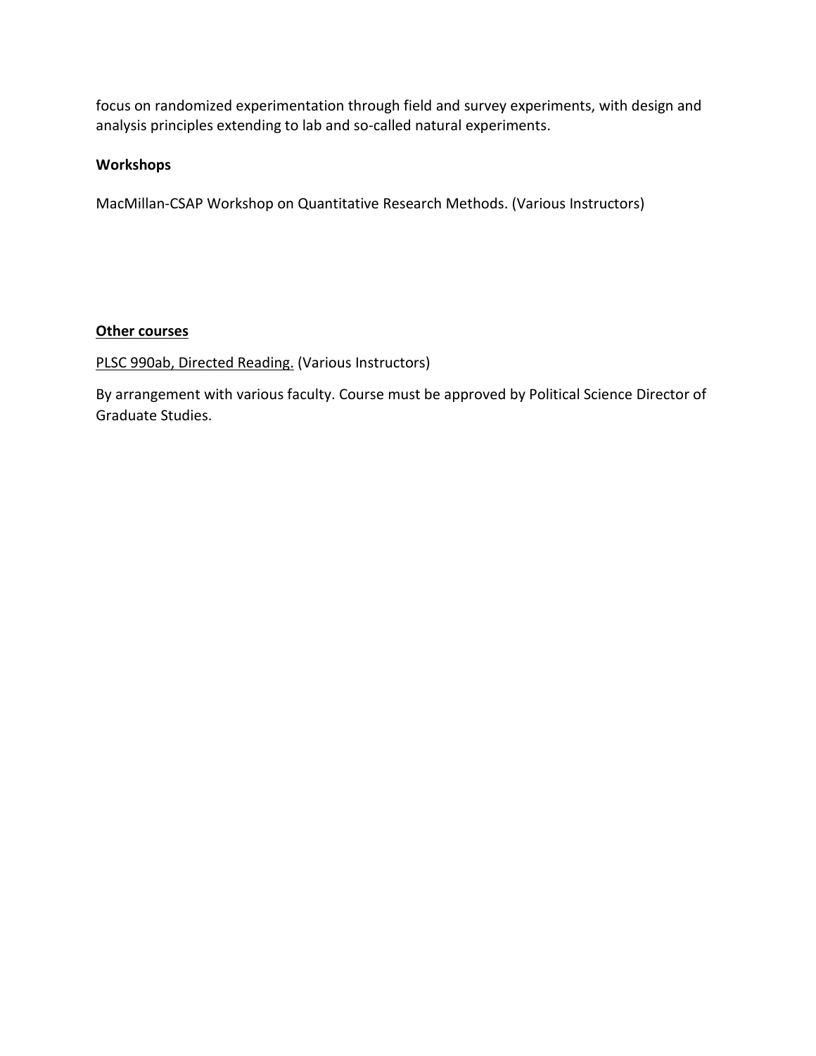focus on randomized experimentation through field and survey experiments, with design and analysis principles extending to lab and so-called natural experiments.

**Workshops**

MacMillan-CSAP Workshop on Quantitative Research Methods. (Various Instructors)

**Other courses**

PLSC 990ab, Directed Reading. (Various Instructors)

By arrangement with various faculty. Course must be approved by Political Science Director of Graduate Studies.